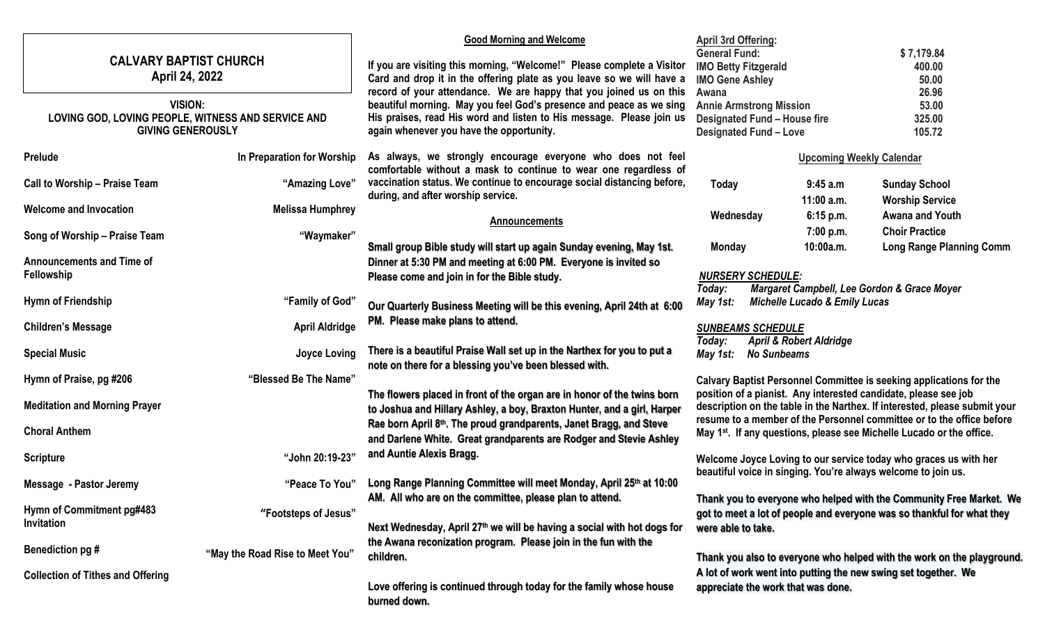# CALVARY BAPTIST CHURCH

## April 24, 2022

**VISION:**
**LOVING GOD, LOVING PEOPLE, WITNESS AND SERVICE AND GIVING GENEROUSLY**

| | |
|---|---|
| **Prelude** | **In Preparation for Worship** |
| **Call to Worship – Praise Team** | **"Amazing Love"** |
| **Welcome and Invocation** | **Melissa Humphrey** |
| **Song of Worship – Praise Team** | **"Waymaker"** |
| **Announcements and Time of Fellowship** | |
| **Hymn of Friendship** | **"Family of God"** |
| **Children's Message** | **April Aldridge** |
| **Special Music** | **Joyce Loving** |
| **Hymn of Praise, pg #206** | **"Blessed Be The Name"** |
| **Meditation and Morning Prayer** | |
| **Choral Anthem** | |
| **Scripture** | **"John 20:19-23"** |
| **Message - Pastor Jeremy** | **"Peace To You"** |
| **Hymn of Commitment pg#483 Invitation** | **"Footsteps of Jesus"** |
| **Benediction pg #** | **"May the Road Rise to Meet You"** |
| **Collection of Tithes and Offering** | |

### Good Morning and Welcome

**If you are visiting this morning, "Welcome!" Please complete a Visitor Card and drop it in the offering plate as you leave so we will have a record of your attendance. We are happy that you joined us on this beautiful morning. May you feel God's presence and peace as we sing His praises, read His word and listen to His message. Please join us again whenever you have the opportunity.**

**As always, we strongly encourage everyone who does not feel comfortable without a mask to continue to wear one regardless of vaccination status. We continue to encourage social distancing before, during, and after worship service.**

### Announcements

**Small group Bible study will start up again Sunday evening, May 1st. Dinner at 5:30 PM and meeting at 6:00 PM. Everyone is invited so Please come and join in for the Bible study.**

**Our Quarterly Business Meeting will be this evening, April 24th at 6:00 PM. Please make plans to attend.**

**There is a beautiful Praise Wall set up in the Narthex for you to put a note on there for a blessing you've been blessed with.**

**The flowers placed in front of the organ are in honor of the twins born to Joshua and Hillary Ashley, a boy, Braxton Hunter, and a girl, Harper Rae born April 8th. The proud grandparents, Janet Bragg, and Steve and Darlene White. Great grandparents are Rodger and Stevie Ashley and Auntie Alexis Bragg.**

**Long Range Planning Committee will meet Monday, April 25th at 10:00 AM. All who are on the committee, please plan to attend.**

**Next Wednesday, April 27th we will be having a social with hot dogs for the Awana reconization program. Please join in the fun with the children.**

**Love offering is continued through today for the family whose house burned down.**

### April 3rd Offering:

| | |
|---|---|
| **General Fund:** | **$ 7,179.84** |
| **IMO Betty Fitzgerald** | **400.00** |
| **IMO Gene Ashley** | **50.00** |
| **Awana** | **26.96** |
| **Annie Armstrong Mission** | **53.00** |
| **Designated Fund – House fire** | **325.00** |
| **Designated Fund – Love** | **105.72** |

### Upcoming Weekly Calendar

| | | |
|---|---|---|
| **Today** | **9:45 a.m** | **Sunday School** |
| | **11:00 a.m.** | **Worship Service** |
| **Wednesday** | **6:15 p.m.** | **Awana and Youth** |
| | **7:00 p.m.** | **Choir Practice** |
| **Monday** | **10:00a.m.** | **Long Range Planning Comm** |

***NURSERY SCHEDULE:***
***Today:*** ***Margaret Campbell, Lee Gordon & Grace Moyer***
***May 1st:*** ***Michelle Lucado & Emily Lucas***

***SUNBEAMS SCHEDULE***
***Today:*** ***April & Robert Aldridge***
***May 1st:*** ***No Sunbeams***

**Calvary Baptist Personnel Committee is seeking applications for the position of a pianist. Any interested candidate, please see job description on the table in the Narthex. If interested, please submit your resume to a member of the Personnel committee or to the office before May 1st. If any questions, please see Michelle Lucado or the office.**

**Welcome Joyce Loving to our service today who graces us with her beautiful voice in singing. You're always welcome to join us.**

**Thank you to everyone who helped with the Community Free Market. We got to meet a lot of people and everyone was so thankful for what they were able to take.**

**Thank you also to everyone who helped with the work on the playground. A lot of work went into putting the new swing set together. We appreciate the work that was done.**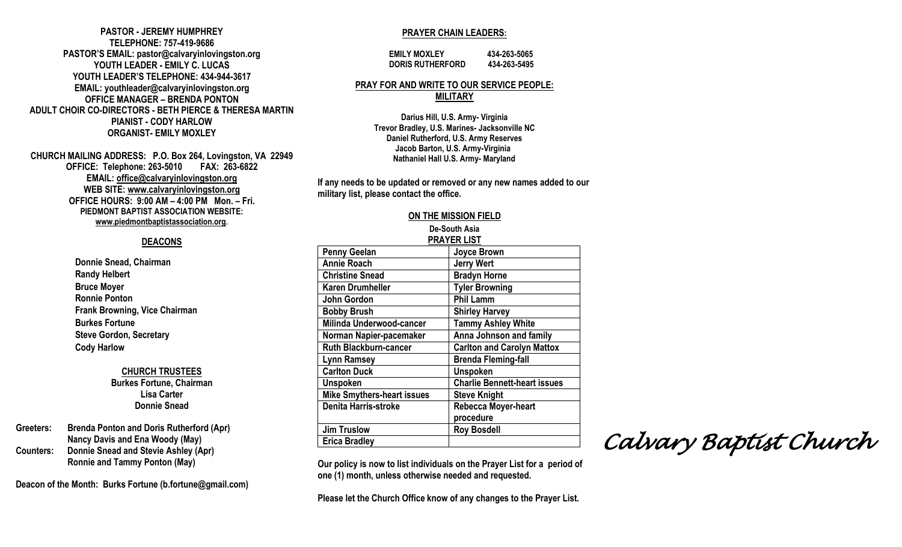**PASTOR - JEREMY HUMPHREY**
**TELEPHONE: 757-419-9686**
**PASTOR'S EMAIL: pastor@calvaryinlovingston.org**
**YOUTH LEADER - EMILY C. LUCAS**
**YOUTH LEADER'S TELEPHONE: 434-944-3617**
**EMAIL: youthleader@calvaryinlovingston.org**
**OFFICE MANAGER – BRENDA PONTON**
**ADULT CHOIR CO-DIRECTORS - BETH PIERCE & THERESA MARTIN**
**PIANIST - CODY HARLOW**
**ORGANIST- EMILY MOXLEY**

**CHURCH MAILING ADDRESS: P.O. Box 264, Lovingston, VA 22949**
**OFFICE: Telephone: 263-5010 FAX: 263-6822**
**EMAIL: office@calvaryinlovingston.org**
**WEB SITE: www.calvaryinlovingston.org**
**OFFICE HOURS: 9:00 AM – 4:00 PM Mon. – Fri.**
**PIEDMONT BAPTIST ASSOCIATION WEBSITE:**
**www.piedmontbaptistassociation.org.**

## DEACONS

**Donnie Snead, Chairman**
**Randy Helbert**
**Bruce Moyer**
**Ronnie Ponton**
**Frank Browning, Vice Chairman**
**Burkes Fortune**
**Steve Gordon, Secretary**
**Cody Harlow**

## CHURCH TRUSTEES

**Burkes Fortune, Chairman**
**Lisa Carter**
**Donnie Snead**

**Greeters:** **Brenda Ponton and Doris Rutherford (Apr)**
**Nancy Davis and Ena Woody (May)**
**Counters:** **Donnie Snead and Stevie Ashley (Apr)**
**Ronnie and Tammy Ponton (May)**

**Deacon of the Month: Burks Fortune (b.fortune@gmail.com)**

## PRAYER CHAIN LEADERS:

**EMILY MOXLEY 434-263-5065**
**DORIS RUTHERFORD 434-263-5495**

## PRAY FOR AND WRITE TO OUR SERVICE PEOPLE:

## MILITARY

**Darius Hill, U.S. Army- Virginia**
**Trevor Bradley, U.S. Marines- Jacksonville NC**
**Daniel Rutherford, U.S. Army Reserves**
**Jacob Barton, U.S. Army-Virginia**
**Nathaniel Hall U.S. Army- Maryland**

**If any needs to be updated or removed or any new names added to our military list, please contact the office.**

## ON THE MISSION FIELD

**De-South Asia**

## PRAYER LIST

| | |
|---|---|
| Penny Geelan | Joyce Brown |
| Annie Roach | Jerry Wert |
| Christine Snead | Bradyn Horne |
| Karen Drumheller | Tyler Browning |
| John Gordon | Phil Lamm |
| Bobby Brush | Shirley Harvey |
| Milinda Underwood-cancer | Tammy Ashley White |
| Norman Napier-pacemaker | Anna Johnson and family |
| Ruth Blackburn-cancer | Carlton and Carolyn Mattox |
| Lynn Ramsey | Brenda Fleming-fall |
| Carlton Duck | Unspoken |
| Unspoken | Charlie Bennett-heart issues |
| Mike Smythers-heart issues | Steve Knight |
| Denita Harris-stroke | Rebecca Moyer-heart procedure |
| Jim Truslow | Roy Bosdell |
| Erica Bradley | |

**Our policy is now to list individuals on the Prayer List for a period of one (1) month, unless otherwise needed and requested.**

**Please let the Church Office know of any changes to the Prayer List.**

*Calvary Baptist Church*